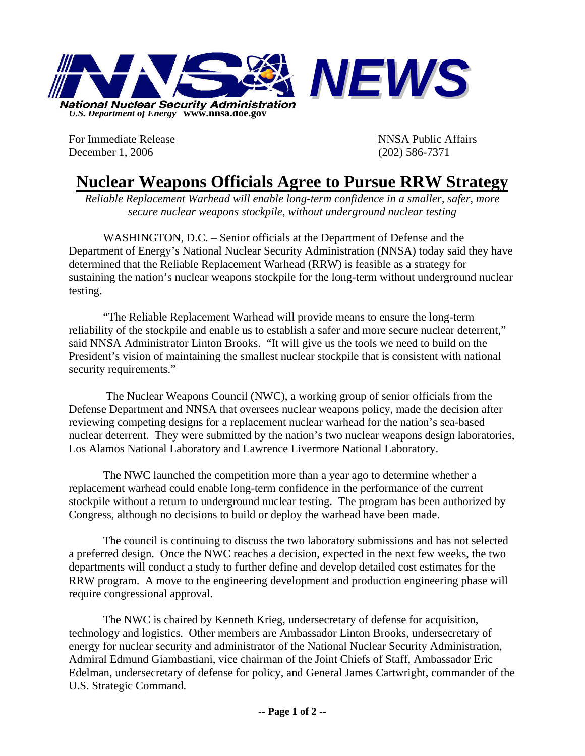**NNSA NEWS**

**National Nuclear Security Administration**
*U.S. Department of Energy* **www.nnsa.doe.gov**

For Immediate Release
December 1, 2006

NNSA Public Affairs
(202) 586-7371

# Nuclear Weapons Officials Agree to Pursue RRW Strategy

*Reliable Replacement Warhead will enable long-term confidence in a smaller, safer, more secure nuclear weapons stockpile, without underground nuclear testing*

WASHINGTON, D.C. – Senior officials at the Department of Defense and the Department of Energy's National Nuclear Security Administration (NNSA) today said they have determined that the Reliable Replacement Warhead (RRW) is feasible as a strategy for sustaining the nation's nuclear weapons stockpile for the long-term without underground nuclear testing.

"The Reliable Replacement Warhead will provide means to ensure the long-term reliability of the stockpile and enable us to establish a safer and more secure nuclear deterrent," said NNSA Administrator Linton Brooks. "It will give us the tools we need to build on the President's vision of maintaining the smallest nuclear stockpile that is consistent with national security requirements."

The Nuclear Weapons Council (NWC), a working group of senior officials from the Defense Department and NNSA that oversees nuclear weapons policy, made the decision after reviewing competing designs for a replacement nuclear warhead for the nation's sea-based nuclear deterrent. They were submitted by the nation's two nuclear weapons design laboratories, Los Alamos National Laboratory and Lawrence Livermore National Laboratory.

The NWC launched the competition more than a year ago to determine whether a replacement warhead could enable long-term confidence in the performance of the current stockpile without a return to underground nuclear testing. The program has been authorized by Congress, although no decisions to build or deploy the warhead have been made.

The council is continuing to discuss the two laboratory submissions and has not selected a preferred design. Once the NWC reaches a decision, expected in the next few weeks, the two departments will conduct a study to further define and develop detailed cost estimates for the RRW program. A move to the engineering development and production engineering phase will require congressional approval.

The NWC is chaired by Kenneth Krieg, undersecretary of defense for acquisition, technology and logistics. Other members are Ambassador Linton Brooks, undersecretary of energy for nuclear security and administrator of the National Nuclear Security Administration, Admiral Edmund Giambastiani, vice chairman of the Joint Chiefs of Staff, Ambassador Eric Edelman, undersecretary of defense for policy, and General James Cartwright, commander of the U.S. Strategic Command.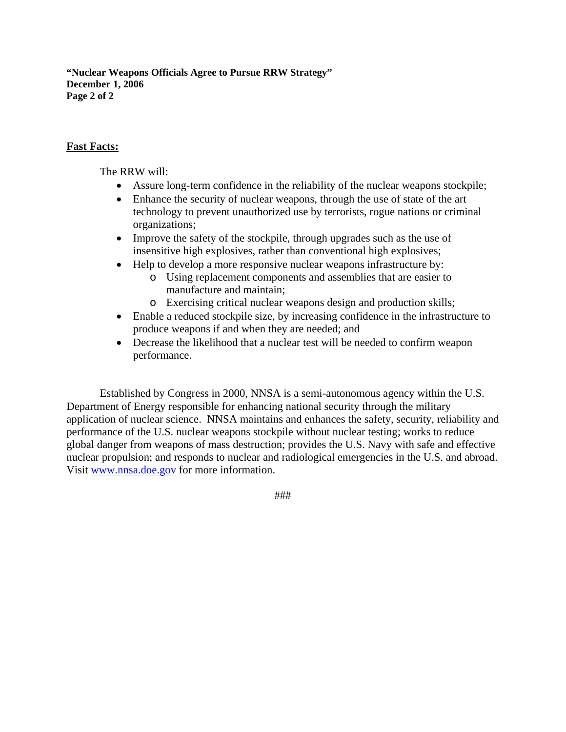## Fast Facts:

The RRW will:

- Assure long-term confidence in the reliability of the nuclear weapons stockpile;
- Enhance the security of nuclear weapons, through the use of state of the art technology to prevent unauthorized use by terrorists, rogue nations or criminal organizations;
- Improve the safety of the stockpile, through upgrades such as the use of insensitive high explosives, rather than conventional high explosives;
- Help to develop a more responsive nuclear weapons infrastructure by:
  - Using replacement components and assemblies that are easier to manufacture and maintain;
  - Exercising critical nuclear weapons design and production skills;
- Enable a reduced stockpile size, by increasing confidence in the infrastructure to produce weapons if and when they are needed; and
- Decrease the likelihood that a nuclear test will be needed to confirm weapon performance.

Established by Congress in 2000, NNSA is a semi-autonomous agency within the U.S. Department of Energy responsible for enhancing national security through the military application of nuclear science. NNSA maintains and enhances the safety, security, reliability and performance of the U.S. nuclear weapons stockpile without nuclear testing; works to reduce global danger from weapons of mass destruction; provides the U.S. Navy with safe and effective nuclear propulsion; and responds to nuclear and radiological emergencies in the U.S. and abroad. Visit [www.nnsa.doe.gov](http://www.nnsa.doe.gov) for more information.

###